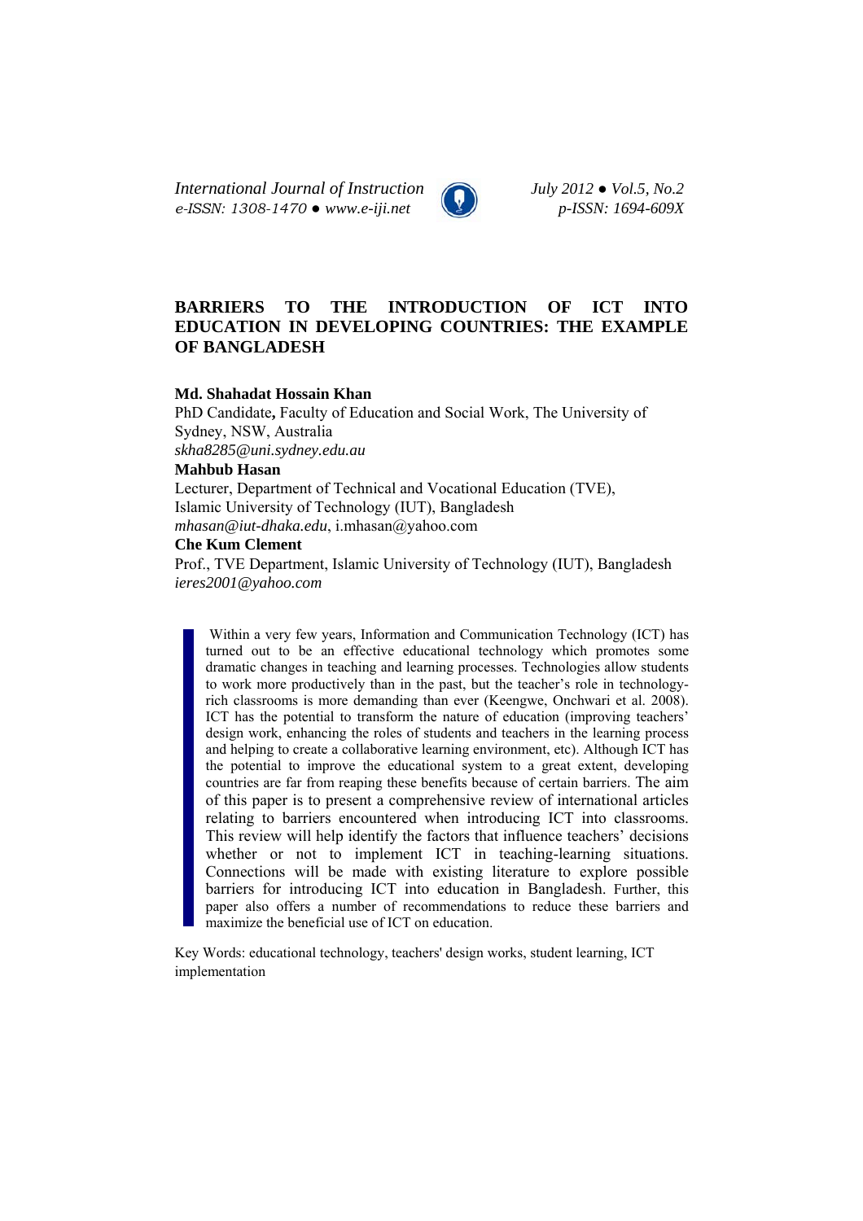# BARRIERS TO THE INTRODUCTION OF ICT INTO EDUCATION IN DEVELOPING COUNTRIES: THE EXAMPLE OF BANGLADESH

**Md. Shahadat Hossain Khan**
PhD Candidate**,** Faculty of Education and Social Work, The University of Sydney, NSW, Australia
*skha8285@uni.sydney.edu.au*

**Mahbub Hasan**
Lecturer, Department of Technical and Vocational Education (TVE), Islamic University of Technology (IUT), Bangladesh
*mhasan@iut-dhaka.edu*, i.mhasan@yahoo.com

**Che Kum Clement**
Prof., TVE Department, Islamic University of Technology (IUT), Bangladesh
*ieres2001@yahoo.com*

> Within a very few years, Information and Communication Technology (ICT) has turned out to be an effective educational technology which promotes some dramatic changes in teaching and learning processes. Technologies allow students to work more productively than in the past, but the teacher's role in technology-rich classrooms is more demanding than ever (Keengwe, Onchwari et al. 2008). ICT has the potential to transform the nature of education (improving teachers' design work, enhancing the roles of students and teachers in the learning process and helping to create a collaborative learning environment, etc). Although ICT has the potential to improve the educational system to a great extent, developing countries are far from reaping these benefits because of certain barriers. The aim of this paper is to present a comprehensive review of international articles relating to barriers encountered when introducing ICT into classrooms. This review will help identify the factors that influence teachers' decisions whether or not to implement ICT in teaching-learning situations. Connections will be made with existing literature to explore possible barriers for introducing ICT into education in Bangladesh. Further, this paper also offers a number of recommendations to reduce these barriers and maximize the beneficial use of ICT on education.

Key Words: educational technology, teachers' design works, student learning, ICT implementation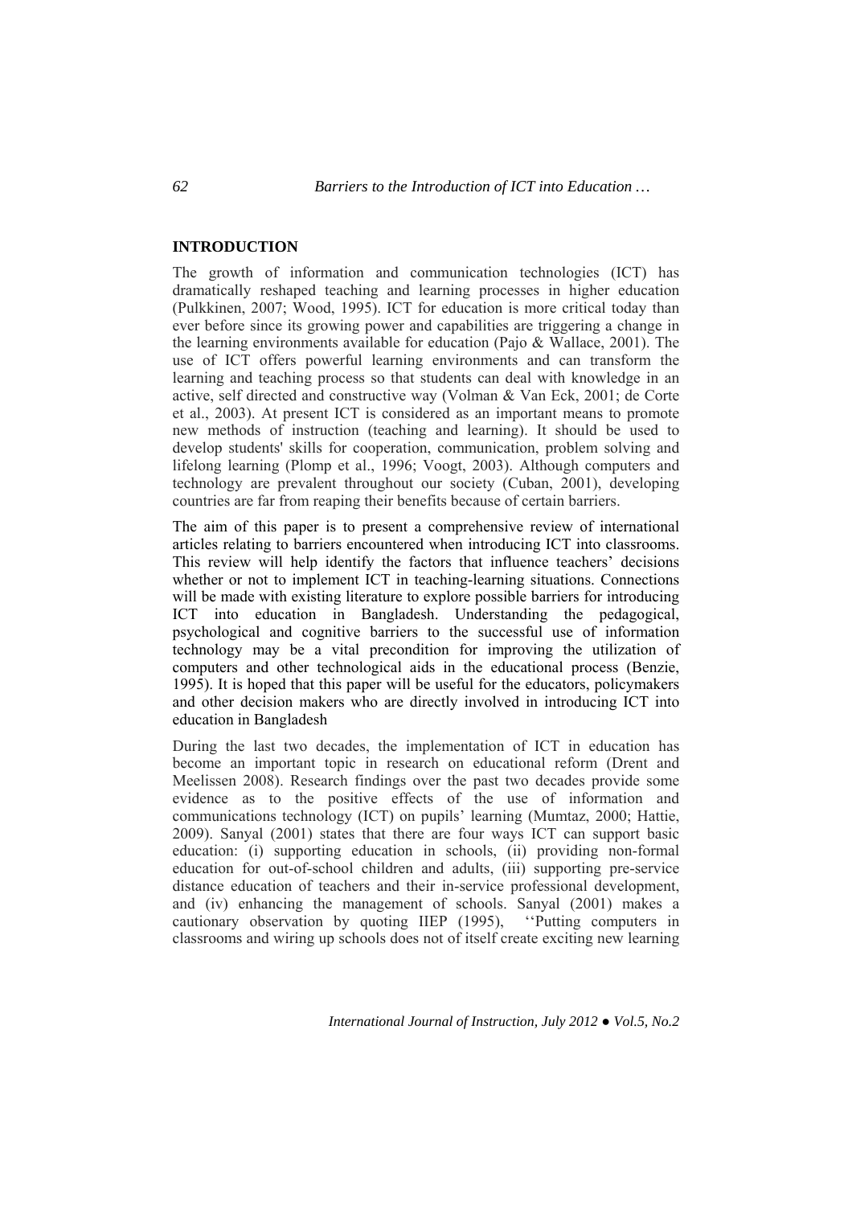## INTRODUCTION

The growth of information and communication technologies (ICT) has dramatically reshaped teaching and learning processes in higher education (Pulkkinen, 2007; Wood, 1995). ICT for education is more critical today than ever before since its growing power and capabilities are triggering a change in the learning environments available for education (Pajo & Wallace, 2001). The use of ICT offers powerful learning environments and can transform the learning and teaching process so that students can deal with knowledge in an active, self directed and constructive way (Volman & Van Eck, 2001; de Corte et al., 2003). At present ICT is considered as an important means to promote new methods of instruction (teaching and learning). It should be used to develop students' skills for cooperation, communication, problem solving and lifelong learning (Plomp et al., 1996; Voogt, 2003). Although computers and technology are prevalent throughout our society (Cuban, 2001), developing countries are far from reaping their benefits because of certain barriers.

The aim of this paper is to present a comprehensive review of international articles relating to barriers encountered when introducing ICT into classrooms. This review will help identify the factors that influence teachers' decisions whether or not to implement ICT in teaching-learning situations. Connections will be made with existing literature to explore possible barriers for introducing ICT into education in Bangladesh. Understanding the pedagogical, psychological and cognitive barriers to the successful use of information technology may be a vital precondition for improving the utilization of computers and other technological aids in the educational process (Benzie, 1995). It is hoped that this paper will be useful for the educators, policymakers and other decision makers who are directly involved in introducing ICT into education in Bangladesh

During the last two decades, the implementation of ICT in education has become an important topic in research on educational reform (Drent and Meelissen 2008). Research findings over the past two decades provide some evidence as to the positive effects of the use of information and communications technology (ICT) on pupils' learning (Mumtaz, 2000; Hattie, 2009). Sanyal (2001) states that there are four ways ICT can support basic education: (i) supporting education in schools, (ii) providing non-formal education for out-of-school children and adults, (iii) supporting pre-service distance education of teachers and their in-service professional development, and (iv) enhancing the management of schools. Sanyal (2001) makes a cautionary observation by quoting IIEP (1995), ''Putting computers in classrooms and wiring up schools does not of itself create exciting new learning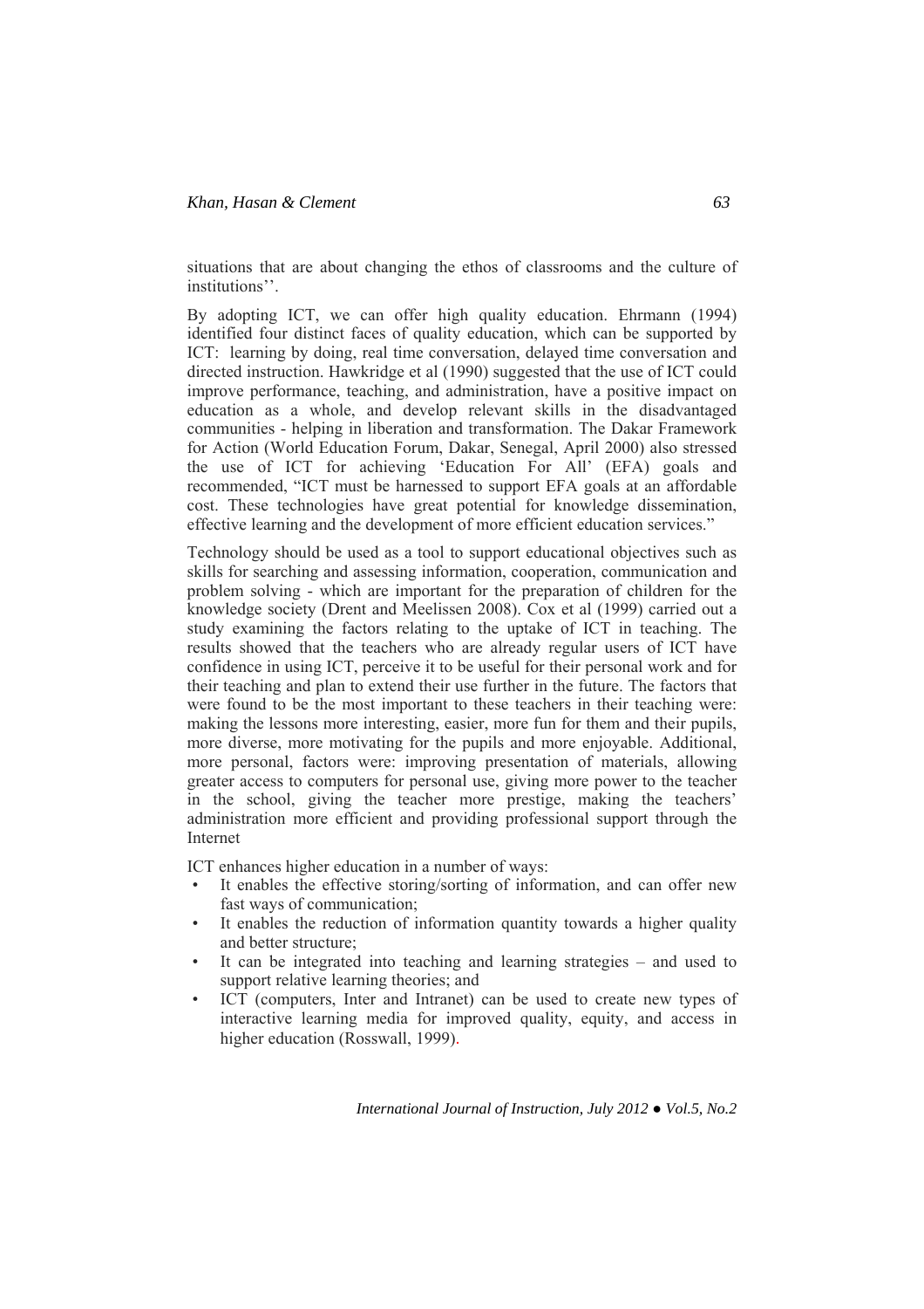situations that are about changing the ethos of classrooms and the culture of institutions''.

By adopting ICT, we can offer high quality education. Ehrmann (1994) identified four distinct faces of quality education, which can be supported by ICT: learning by doing, real time conversation, delayed time conversation and directed instruction. Hawkridge et al (1990) suggested that the use of ICT could improve performance, teaching, and administration, have a positive impact on education as a whole, and develop relevant skills in the disadvantaged communities - helping in liberation and transformation. The Dakar Framework for Action (World Education Forum, Dakar, Senegal, April 2000) also stressed the use of ICT for achieving 'Education For All' (EFA) goals and recommended, "ICT must be harnessed to support EFA goals at an affordable cost. These technologies have great potential for knowledge dissemination, effective learning and the development of more efficient education services."

Technology should be used as a tool to support educational objectives such as skills for searching and assessing information, cooperation, communication and problem solving - which are important for the preparation of children for the knowledge society (Drent and Meelissen 2008). Cox et al (1999) carried out a study examining the factors relating to the uptake of ICT in teaching. The results showed that the teachers who are already regular users of ICT have confidence in using ICT, perceive it to be useful for their personal work and for their teaching and plan to extend their use further in the future. The factors that were found to be the most important to these teachers in their teaching were: making the lessons more interesting, easier, more fun for them and their pupils, more diverse, more motivating for the pupils and more enjoyable. Additional, more personal, factors were: improving presentation of materials, allowing greater access to computers for personal use, giving more power to the teacher in the school, giving the teacher more prestige, making the teachers' administration more efficient and providing professional support through the Internet

ICT enhances higher education in a number of ways:

- It enables the effective storing/sorting of information, and can offer new fast ways of communication;
- It enables the reduction of information quantity towards a higher quality and better structure;
- It can be integrated into teaching and learning strategies – and used to support relative learning theories; and
- ICT (computers, Inter and Intranet) can be used to create new types of interactive learning media for improved quality, equity, and access in higher education (Rosswall, 1999).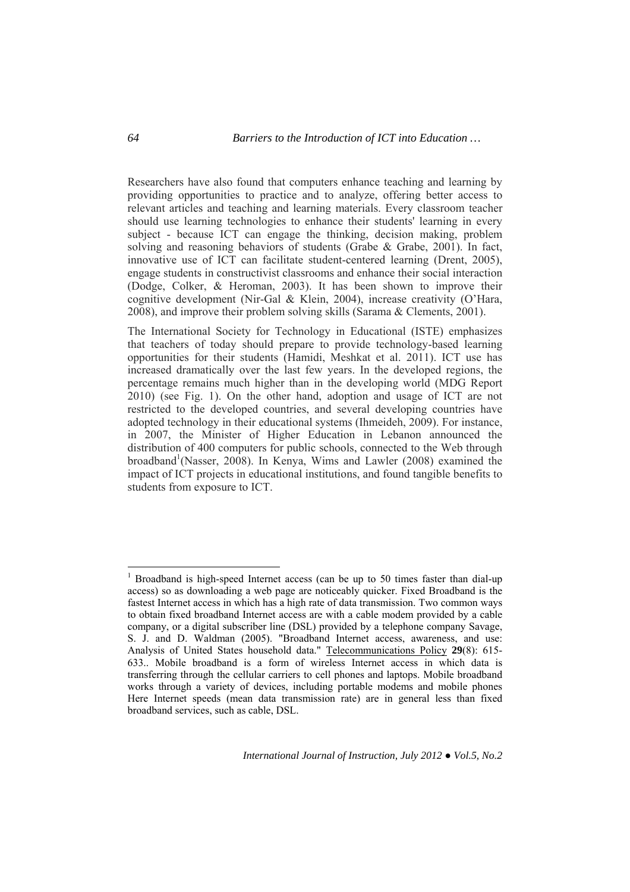Researchers have also found that computers enhance teaching and learning by providing opportunities to practice and to analyze, offering better access to relevant articles and teaching and learning materials. Every classroom teacher should use learning technologies to enhance their students' learning in every subject - because ICT can engage the thinking, decision making, problem solving and reasoning behaviors of students (Grabe & Grabe, 2001). In fact, innovative use of ICT can facilitate student-centered learning (Drent, 2005), engage students in constructivist classrooms and enhance their social interaction (Dodge, Colker, & Heroman, 2003). It has been shown to improve their cognitive development (Nir-Gal & Klein, 2004), increase creativity (O'Hara, 2008), and improve their problem solving skills (Sarama & Clements, 2001).

The International Society for Technology in Educational (ISTE) emphasizes that teachers of today should prepare to provide technology-based learning opportunities for their students (Hamidi, Meshkat et al. 2011). ICT use has increased dramatically over the last few years. In the developed regions, the percentage remains much higher than in the developing world (MDG Report 2010) (see Fig. 1). On the other hand, adoption and usage of ICT are not restricted to the developed countries, and several developing countries have adopted technology in their educational systems (Ihmeideh, 2009). For instance, in 2007, the Minister of Higher Education in Lebanon announced the distribution of 400 computers for public schools, connected to the Web through broadband[1](Nasser, 2008). In Kenya, Wims and Lawler (2008) examined the impact of ICT projects in educational institutions, and found tangible benefits to students from exposure to ICT.

---

[1] Broadband is high-speed Internet access (can be up to 50 times faster than dial-up access) so as downloading a web page are noticeably quicker. Fixed Broadband is the fastest Internet access in which has a high rate of data transmission. Two common ways to obtain fixed broadband Internet access are with a cable modem provided by a cable company, or a digital subscriber line (DSL) provided by a telephone company Savage, S. J. and D. Waldman (2005). "Broadband Internet access, awareness, and use: Analysis of United States household data." Telecommunications Policy **29**(8): 615-633.. Mobile broadband is a form of wireless Internet access in which data is transferring through the cellular carriers to cell phones and laptops. Mobile broadband works through a variety of devices, including portable modems and mobile phones Here Internet speeds (mean data transmission rate) are in general less than fixed broadband services, such as cable, DSL.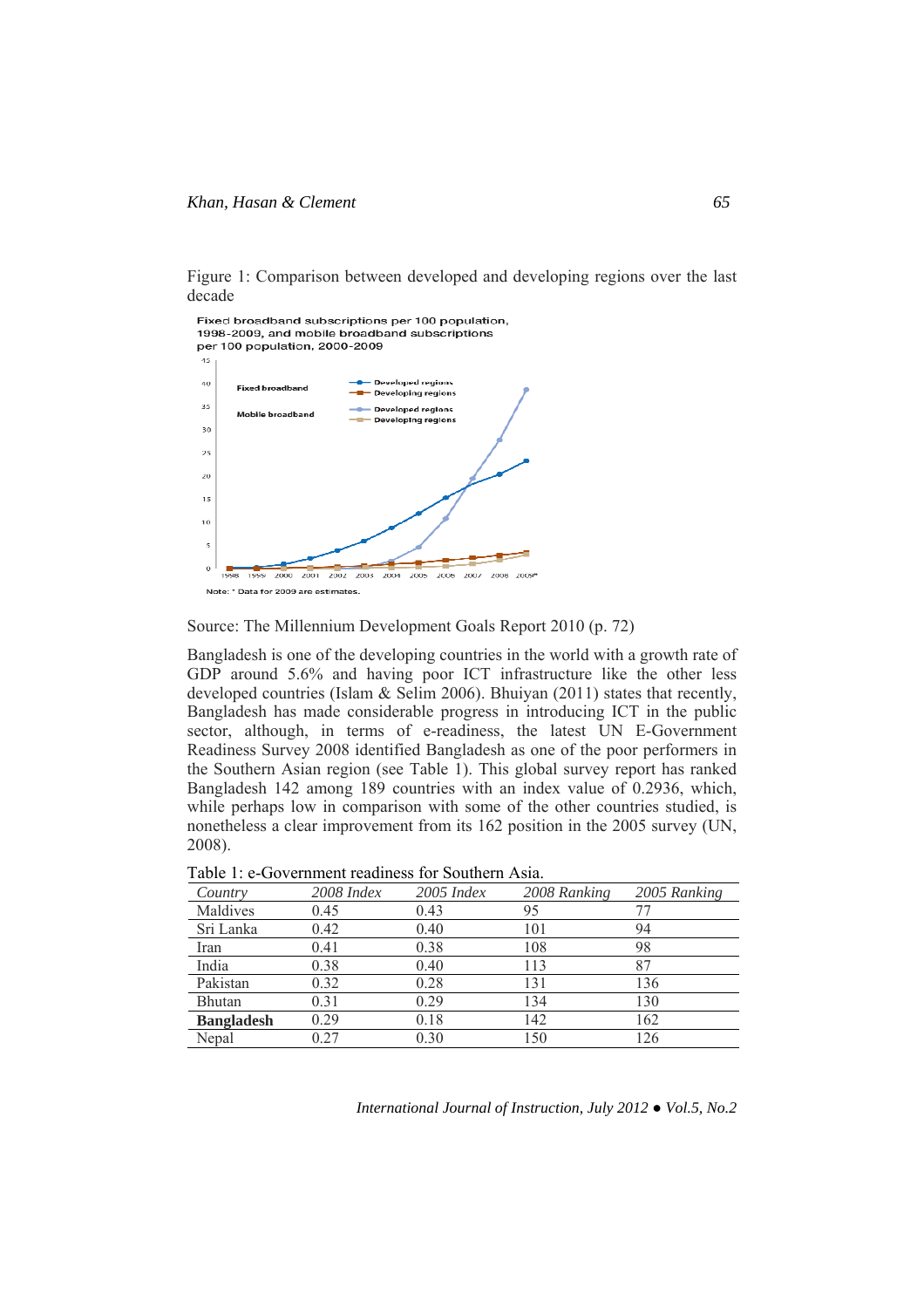Figure 1: Comparison between developed and developing regions over the last decade

Source: The Millennium Development Goals Report 2010 (p. 72)

Bangladesh is one of the developing countries in the world with a growth rate of GDP around 5.6% and having poor ICT infrastructure like the other less developed countries (Islam & Selim 2006). Bhuiyan (2011) states that recently, Bangladesh has made considerable progress in introducing ICT in the public sector, although, in terms of e-readiness, the latest UN E-Government Readiness Survey 2008 identified Bangladesh as one of the poor performers in the Southern Asian region (see Table 1). This global survey report has ranked Bangladesh 142 among 189 countries with an index value of 0.2936, which, while perhaps low in comparison with some of the other countries studied, is nonetheless a clear improvement from its 162 position in the 2005 survey (UN, 2008).

Table 1: e-Government readiness for Southern Asia.

| *Country* | *2008 Index* | *2005 Index* | *2008 Ranking* | *2005 Ranking* |
|---|---|---|---|---|
| Maldives | 0.45 | 0.43 | 95 | 77 |
| Sri Lanka | 0.42 | 0.40 | 101 | 94 |
| Iran | 0.41 | 0.38 | 108 | 98 |
| India | 0.38 | 0.40 | 113 | 87 |
| Pakistan | 0.32 | 0.28 | 131 | 136 |
| Bhutan | 0.31 | 0.29 | 134 | 130 |
| **Bangladesh** | 0.29 | 0.18 | 142 | 162 |
| Nepal | 0.27 | 0.30 | 150 | 126 |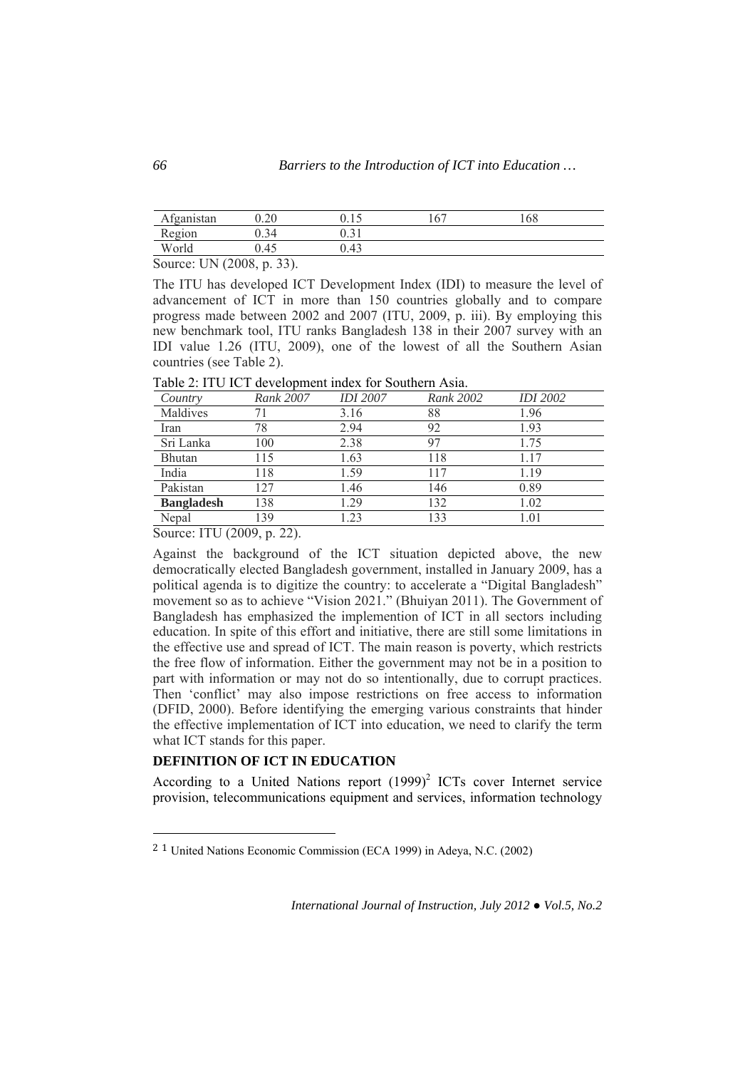| Afganistan | 0.20 | 0.15 | 167 | 168 |
|---|---|---|---|---|
| Region | 0.34 | 0.31 | | |
| World | 0.45 | 0.43 | | |

Source: UN (2008, p. 33).

The ITU has developed ICT Development Index (IDI) to measure the level of advancement of ICT in more than 150 countries globally and to compare progress made between 2002 and 2007 (ITU, 2009, p. iii). By employing this new benchmark tool, ITU ranks Bangladesh 138 in their 2007 survey with an IDI value 1.26 (ITU, 2009), one of the lowest of all the Southern Asian countries (see Table 2).

Table 2: ITU ICT development index for Southern Asia.

| *Country* | *Rank 2007* | *IDI 2007* | *Rank 2002* | *IDI 2002* |
|---|---|---|---|---|
| Maldives | 71 | 3.16 | 88 | 1.96 |
| Iran | 78 | 2.94 | 92 | 1.93 |
| Sri Lanka | 100 | 2.38 | 97 | 1.75 |
| Bhutan | 115 | 1.63 | 118 | 1.17 |
| India | 118 | 1.59 | 117 | 1.19 |
| Pakistan | 127 | 1.46 | 146 | 0.89 |
| **Bangladesh** | 138 | 1.29 | 132 | 1.02 |
| Nepal | 139 | 1.23 | 133 | 1.01 |

Source: ITU (2009, p. 22).

Against the background of the ICT situation depicted above, the new democratically elected Bangladesh government, installed in January 2009, has a political agenda is to digitize the country: to accelerate a "Digital Bangladesh" movement so as to achieve "Vision 2021." (Bhuiyan 2011). The Government of Bangladesh has emphasized the implemention of ICT in all sectors including education. In spite of this effort and initiative, there are still some limitations in the effective use and spread of ICT. The main reason is poverty, which restricts the free flow of information. Either the government may not be in a position to part with information or may not do so intentionally, due to corrupt practices. Then 'conflict' may also impose restrictions on free access to information (DFID, 2000). Before identifying the emerging various constraints that hinder the effective implementation of ICT into education, we need to clarify the term what ICT stands for this paper.

## DEFINITION OF ICT IN EDUCATION

According to a United Nations report (1999)[2] ICTs cover Internet service provision, telecommunications equipment and services, information technology

---

[2] 1 United Nations Economic Commission (ECA 1999) in Adeya, N.C. (2002)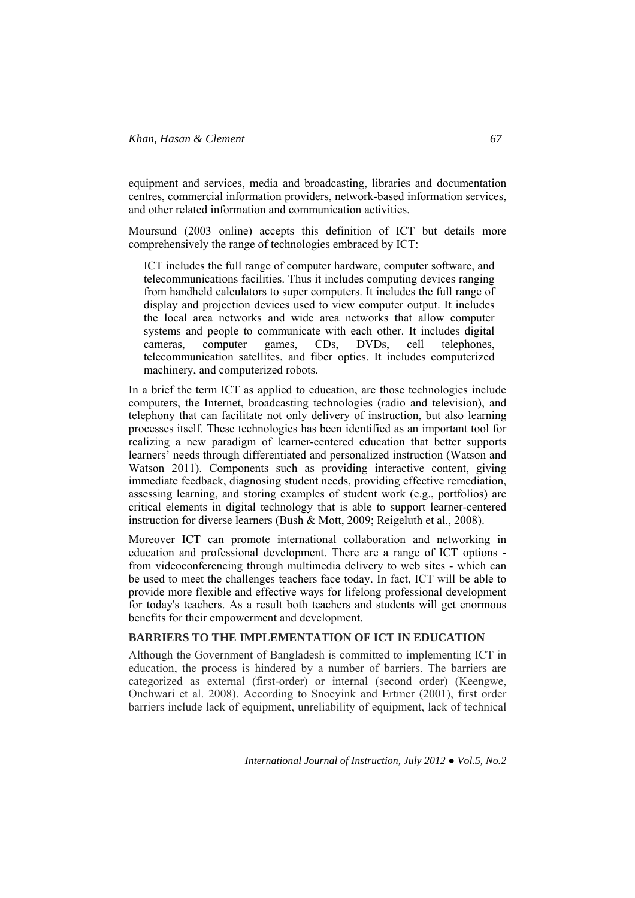equipment and services, media and broadcasting, libraries and documentation centres, commercial information providers, network-based information services, and other related information and communication activities.

Moursund (2003 online) accepts this definition of ICT but details more comprehensively the range of technologies embraced by ICT:

> ICT includes the full range of computer hardware, computer software, and telecommunications facilities. Thus it includes computing devices ranging from handheld calculators to super computers. It includes the full range of display and projection devices used to view computer output. It includes the local area networks and wide area networks that allow computer systems and people to communicate with each other. It includes digital cameras, computer games, CDs, DVDs, cell telephones, telecommunication satellites, and fiber optics. It includes computerized machinery, and computerized robots.

In a brief the term ICT as applied to education, are those technologies include computers, the Internet, broadcasting technologies (radio and television), and telephony that can facilitate not only delivery of instruction, but also learning processes itself. These technologies has been identified as an important tool for realizing a new paradigm of learner-centered education that better supports learners' needs through differentiated and personalized instruction (Watson and Watson 2011). Components such as providing interactive content, giving immediate feedback, diagnosing student needs, providing effective remediation, assessing learning, and storing examples of student work (e.g., portfolios) are critical elements in digital technology that is able to support learner-centered instruction for diverse learners (Bush & Mott, 2009; Reigeluth et al., 2008).

Moreover ICT can promote international collaboration and networking in education and professional development. There are a range of ICT options - from videoconferencing through multimedia delivery to web sites - which can be used to meet the challenges teachers face today. In fact, ICT will be able to provide more flexible and effective ways for lifelong professional development for today's teachers. As a result both teachers and students will get enormous benefits for their empowerment and development.

## BARRIERS TO THE IMPLEMENTATION OF ICT IN EDUCATION

Although the Government of Bangladesh is committed to implementing ICT in education, the process is hindered by a number of barriers. The barriers are categorized as external (first-order) or internal (second order) (Keengwe, Onchwari et al. 2008). According to Snoeyink and Ertmer (2001), first order barriers include lack of equipment, unreliability of equipment, lack of technical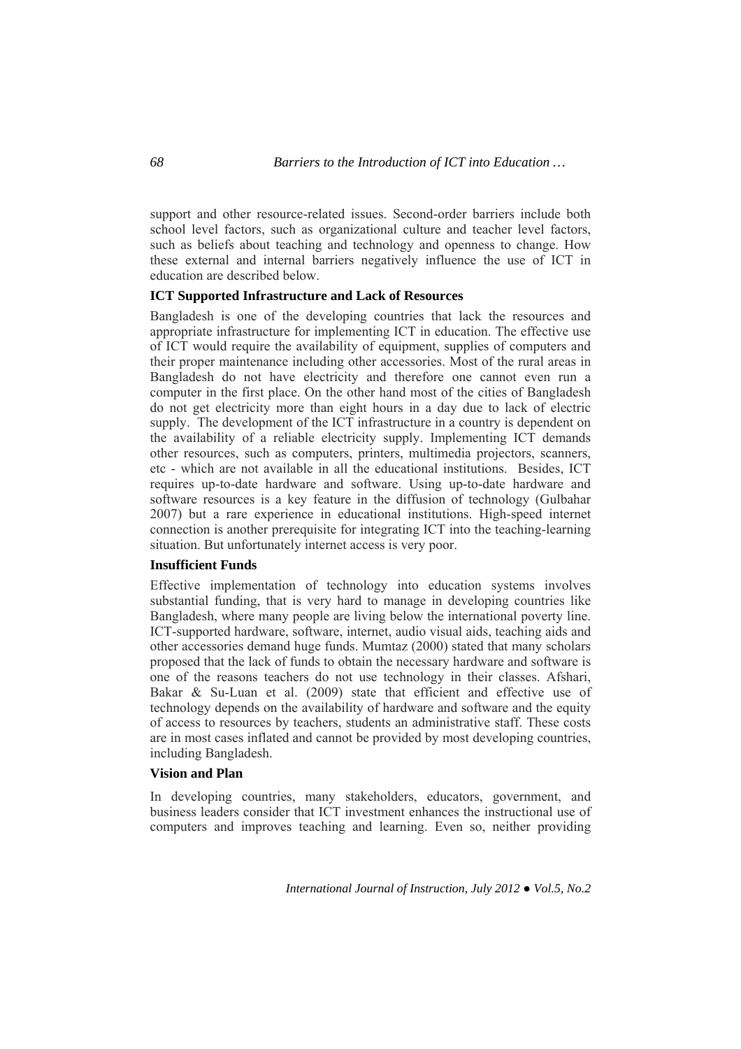support and other resource-related issues. Second-order barriers include both school level factors, such as organizational culture and teacher level factors, such as beliefs about teaching and technology and openness to change. How these external and internal barriers negatively influence the use of ICT in education are described below.

**ICT Supported Infrastructure and Lack of Resources**

Bangladesh is one of the developing countries that lack the resources and appropriate infrastructure for implementing ICT in education. The effective use of ICT would require the availability of equipment, supplies of computers and their proper maintenance including other accessories. Most of the rural areas in Bangladesh do not have electricity and therefore one cannot even run a computer in the first place. On the other hand most of the cities of Bangladesh do not get electricity more than eight hours in a day due to lack of electric supply. The development of the ICT infrastructure in a country is dependent on the availability of a reliable electricity supply. Implementing ICT demands other resources, such as computers, printers, multimedia projectors, scanners, etc - which are not available in all the educational institutions. Besides, ICT requires up-to-date hardware and software. Using up-to-date hardware and software resources is a key feature in the diffusion of technology (Gulbahar 2007) but a rare experience in educational institutions. High-speed internet connection is another prerequisite for integrating ICT into the teaching-learning situation. But unfortunately internet access is very poor.

**Insufficient Funds**

Effective implementation of technology into education systems involves substantial funding, that is very hard to manage in developing countries like Bangladesh, where many people are living below the international poverty line. ICT-supported hardware, software, internet, audio visual aids, teaching aids and other accessories demand huge funds. Mumtaz (2000) stated that many scholars proposed that the lack of funds to obtain the necessary hardware and software is one of the reasons teachers do not use technology in their classes. Afshari, Bakar & Su-Luan et al. (2009) state that efficient and effective use of technology depends on the availability of hardware and software and the equity of access to resources by teachers, students an administrative staff. These costs are in most cases inflated and cannot be provided by most developing countries, including Bangladesh.

**Vision and Plan**

In developing countries, many stakeholders, educators, government, and business leaders consider that ICT investment enhances the instructional use of computers and improves teaching and learning. Even so, neither providing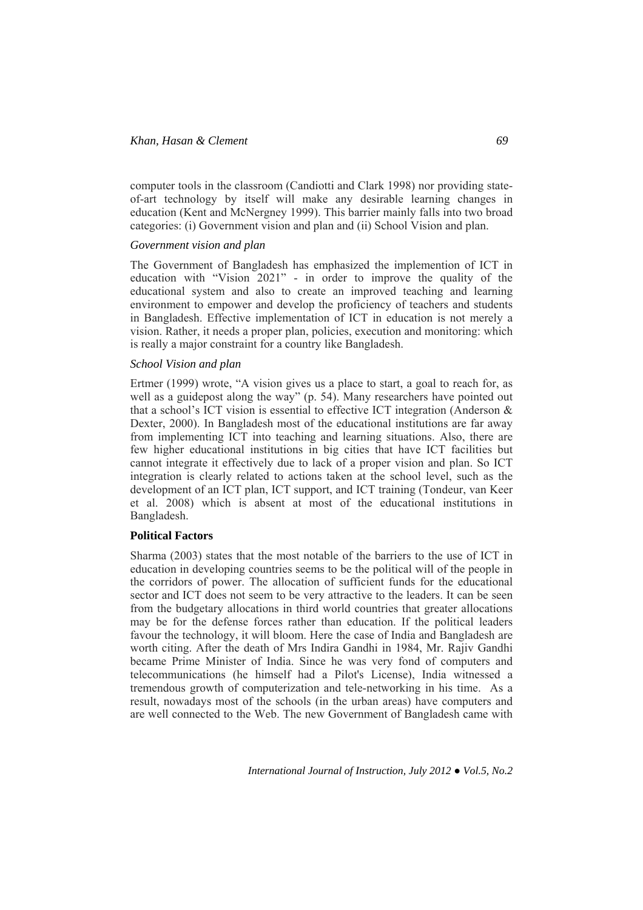computer tools in the classroom (Candiotti and Clark 1998) nor providing state-of-art technology by itself will make any desirable learning changes in education (Kent and McNergney 1999). This barrier mainly falls into two broad categories: (i) Government vision and plan and (ii) School Vision and plan.

*Government vision and plan*

The Government of Bangladesh has emphasized the implemention of ICT in education with "Vision 2021" - in order to improve the quality of the educational system and also to create an improved teaching and learning environment to empower and develop the proficiency of teachers and students in Bangladesh. Effective implementation of ICT in education is not merely a vision. Rather, it needs a proper plan, policies, execution and monitoring: which is really a major constraint for a country like Bangladesh.

*School Vision and plan*

Ertmer (1999) wrote, "A vision gives us a place to start, a goal to reach for, as well as a guidepost along the way" (p. 54). Many researchers have pointed out that a school's ICT vision is essential to effective ICT integration (Anderson & Dexter, 2000). In Bangladesh most of the educational institutions are far away from implementing ICT into teaching and learning situations. Also, there are few higher educational institutions in big cities that have ICT facilities but cannot integrate it effectively due to lack of a proper vision and plan. So ICT integration is clearly related to actions taken at the school level, such as the development of an ICT plan, ICT support, and ICT training (Tondeur, van Keer et al. 2008) which is absent at most of the educational institutions in Bangladesh.

**Political Factors**

Sharma (2003) states that the most notable of the barriers to the use of ICT in education in developing countries seems to be the political will of the people in the corridors of power. The allocation of sufficient funds for the educational sector and ICT does not seem to be very attractive to the leaders. It can be seen from the budgetary allocations in third world countries that greater allocations may be for the defense forces rather than education. If the political leaders favour the technology, it will bloom. Here the case of India and Bangladesh are worth citing. After the death of Mrs Indira Gandhi in 1984, Mr. Rajiv Gandhi became Prime Minister of India. Since he was very fond of computers and telecommunications (he himself had a Pilot's License), India witnessed a tremendous growth of computerization and tele-networking in his time. As a result, nowadays most of the schools (in the urban areas) have computers and are well connected to the Web. The new Government of Bangladesh came with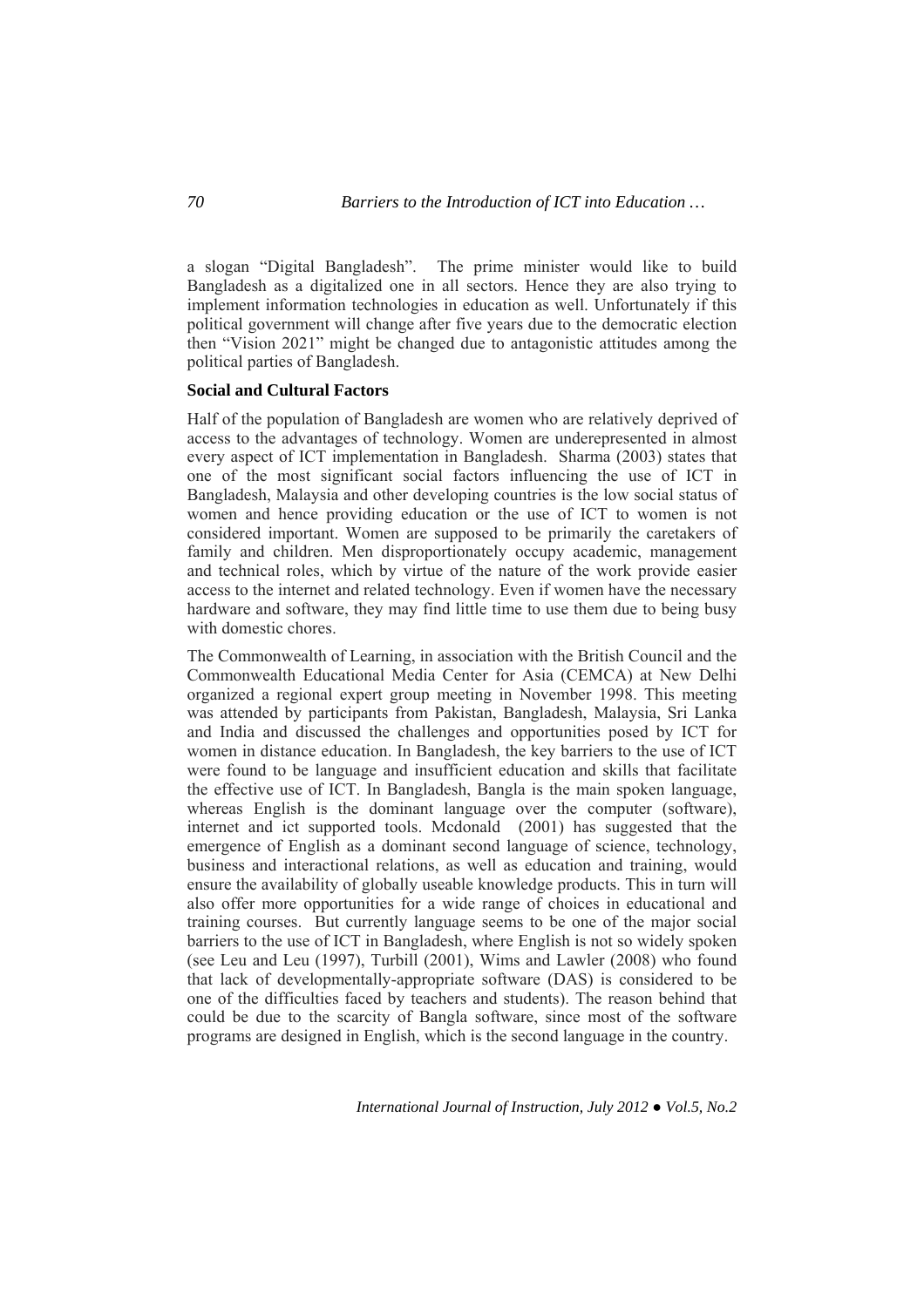a slogan "Digital Bangladesh". The prime minister would like to build Bangladesh as a digitalized one in all sectors. Hence they are also trying to implement information technologies in education as well. Unfortunately if this political government will change after five years due to the democratic election then "Vision 2021" might be changed due to antagonistic attitudes among the political parties of Bangladesh.

**Social and Cultural Factors**

Half of the population of Bangladesh are women who are relatively deprived of access to the advantages of technology. Women are underepresented in almost every aspect of ICT implementation in Bangladesh. Sharma (2003) states that one of the most significant social factors influencing the use of ICT in Bangladesh, Malaysia and other developing countries is the low social status of women and hence providing education or the use of ICT to women is not considered important. Women are supposed to be primarily the caretakers of family and children. Men disproportionately occupy academic, management and technical roles, which by virtue of the nature of the work provide easier access to the internet and related technology. Even if women have the necessary hardware and software, they may find little time to use them due to being busy with domestic chores.

The Commonwealth of Learning, in association with the British Council and the Commonwealth Educational Media Center for Asia (CEMCA) at New Delhi organized a regional expert group meeting in November 1998. This meeting was attended by participants from Pakistan, Bangladesh, Malaysia, Sri Lanka and India and discussed the challenges and opportunities posed by ICT for women in distance education. In Bangladesh, the key barriers to the use of ICT were found to be language and insufficient education and skills that facilitate the effective use of ICT. In Bangladesh, Bangla is the main spoken language, whereas English is the dominant language over the computer (software), internet and ict supported tools. Mcdonald (2001) has suggested that the emergence of English as a dominant second language of science, technology, business and interactional relations, as well as education and training, would ensure the availability of globally useable knowledge products. This in turn will also offer more opportunities for a wide range of choices in educational and training courses. But currently language seems to be one of the major social barriers to the use of ICT in Bangladesh, where English is not so widely spoken (see Leu and Leu (1997), Turbill (2001), Wims and Lawler (2008) who found that lack of developmentally-appropriate software (DAS) is considered to be one of the difficulties faced by teachers and students). The reason behind that could be due to the scarcity of Bangla software, since most of the software programs are designed in English, which is the second language in the country.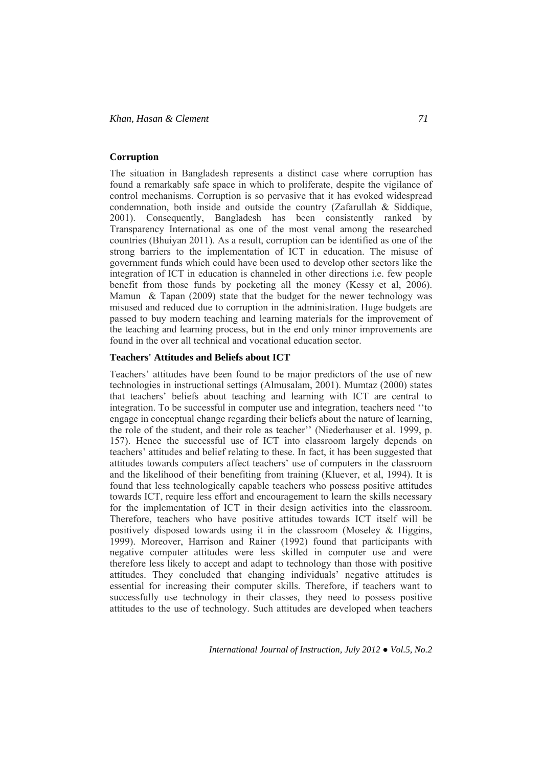### Corruption

The situation in Bangladesh represents a distinct case where corruption has found a remarkably safe space in which to proliferate, despite the vigilance of control mechanisms. Corruption is so pervasive that it has evoked widespread condemnation, both inside and outside the country (Zafarullah & Siddique, 2001). Consequently, Bangladesh has been consistently ranked by Transparency International as one of the most venal among the researched countries (Bhuiyan 2011). As a result, corruption can be identified as one of the strong barriers to the implementation of ICT in education. The misuse of government funds which could have been used to develop other sectors like the integration of ICT in education is channeled in other directions i.e. few people benefit from those funds by pocketing all the money (Kessy et al, 2006). Mamun & Tapan (2009) state that the budget for the newer technology was misused and reduced due to corruption in the administration. Huge budgets are passed to buy modern teaching and learning materials for the improvement of the teaching and learning process, but in the end only minor improvements are found in the over all technical and vocational education sector.

### Teachers' Attitudes and Beliefs about ICT

Teachers' attitudes have been found to be major predictors of the use of new technologies in instructional settings (Almusalam, 2001). Mumtaz (2000) states that teachers' beliefs about teaching and learning with ICT are central to integration. To be successful in computer use and integration, teachers need ''to engage in conceptual change regarding their beliefs about the nature of learning, the role of the student, and their role as teacher'' (Niederhauser et al. 1999, p. 157). Hence the successful use of ICT into classroom largely depends on teachers' attitudes and belief relating to these. In fact, it has been suggested that attitudes towards computers affect teachers' use of computers in the classroom and the likelihood of their benefiting from training (Kluever, et al, 1994). It is found that less technologically capable teachers who possess positive attitudes towards ICT, require less effort and encouragement to learn the skills necessary for the implementation of ICT in their design activities into the classroom. Therefore, teachers who have positive attitudes towards ICT itself will be positively disposed towards using it in the classroom (Moseley & Higgins, 1999). Moreover, Harrison and Rainer (1992) found that participants with negative computer attitudes were less skilled in computer use and were therefore less likely to accept and adapt to technology than those with positive attitudes. They concluded that changing individuals' negative attitudes is essential for increasing their computer skills. Therefore, if teachers want to successfully use technology in their classes, they need to possess positive attitudes to the use of technology. Such attitudes are developed when teachers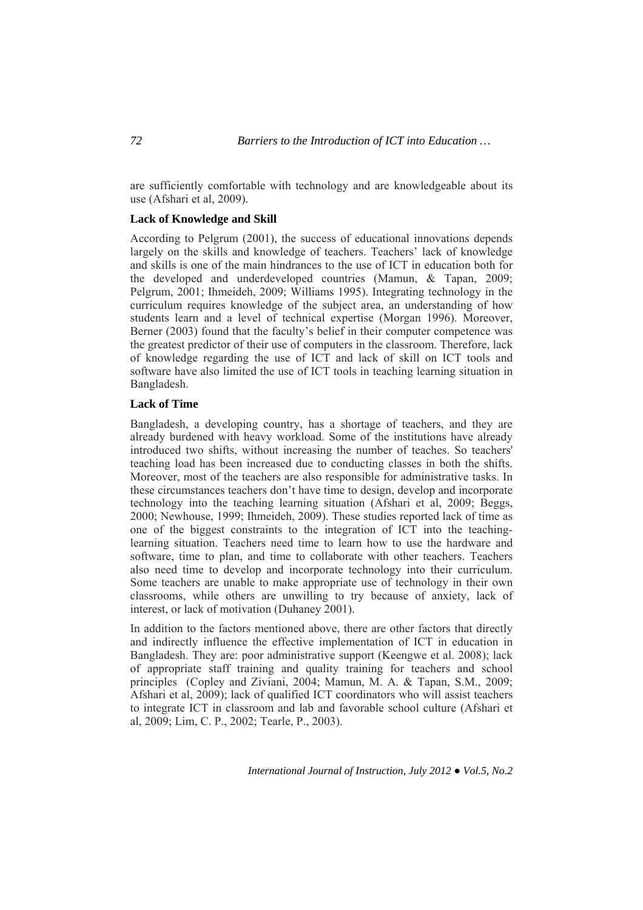are sufficiently comfortable with technology and are knowledgeable about its use (Afshari et al, 2009).

### Lack of Knowledge and Skill

According to Pelgrum (2001), the success of educational innovations depends largely on the skills and knowledge of teachers. Teachers' lack of knowledge and skills is one of the main hindrances to the use of ICT in education both for the developed and underdeveloped countries (Mamun, & Tapan, 2009; Pelgrum, 2001; Ihmeideh, 2009; Williams 1995). Integrating technology in the curriculum requires knowledge of the subject area, an understanding of how students learn and a level of technical expertise (Morgan 1996). Moreover, Berner (2003) found that the faculty's belief in their computer competence was the greatest predictor of their use of computers in the classroom. Therefore, lack of knowledge regarding the use of ICT and lack of skill on ICT tools and software have also limited the use of ICT tools in teaching learning situation in Bangladesh.

### Lack of Time

Bangladesh, a developing country, has a shortage of teachers, and they are already burdened with heavy workload. Some of the institutions have already introduced two shifts, without increasing the number of teaches. So teachers' teaching load has been increased due to conducting classes in both the shifts. Moreover, most of the teachers are also responsible for administrative tasks. In these circumstances teachers don't have time to design, develop and incorporate technology into the teaching learning situation (Afshari et al, 2009; Beggs, 2000; Newhouse, 1999; Ihmeideh, 2009). These studies reported lack of time as one of the biggest constraints to the integration of ICT into the teaching-learning situation. Teachers need time to learn how to use the hardware and software, time to plan, and time to collaborate with other teachers. Teachers also need time to develop and incorporate technology into their curriculum. Some teachers are unable to make appropriate use of technology in their own classrooms, while others are unwilling to try because of anxiety, lack of interest, or lack of motivation (Duhaney 2001).

In addition to the factors mentioned above, there are other factors that directly and indirectly influence the effective implementation of ICT in education in Bangladesh. They are: poor administrative support (Keengwe et al. 2008); lack of appropriate staff training and quality training for teachers and school principles (Copley and Ziviani, 2004; Mamun, M. A. & Tapan, S.M., 2009; Afshari et al, 2009); lack of qualified ICT coordinators who will assist teachers to integrate ICT in classroom and lab and favorable school culture (Afshari et al, 2009; Lim, C. P., 2002; Tearle, P., 2003).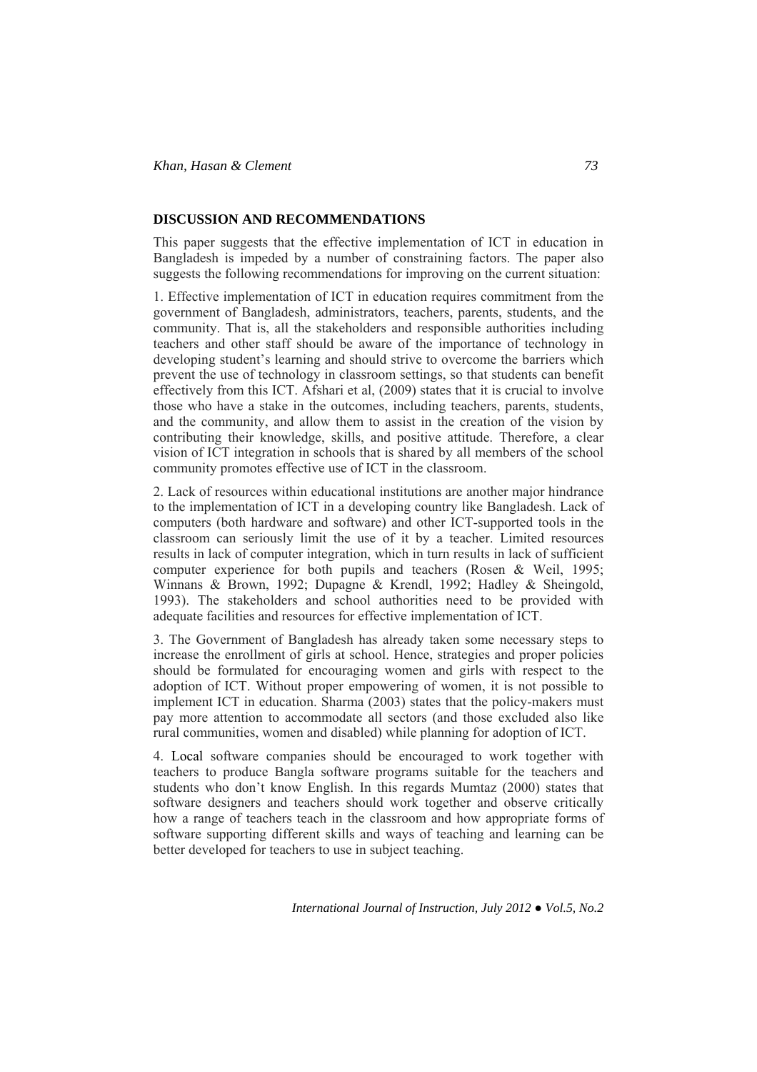## DISCUSSION AND RECOMMENDATIONS

This paper suggests that the effective implementation of ICT in education in Bangladesh is impeded by a number of constraining factors. The paper also suggests the following recommendations for improving on the current situation:

1. Effective implementation of ICT in education requires commitment from the government of Bangladesh, administrators, teachers, parents, students, and the community. That is, all the stakeholders and responsible authorities including teachers and other staff should be aware of the importance of technology in developing student's learning and should strive to overcome the barriers which prevent the use of technology in classroom settings, so that students can benefit effectively from this ICT. Afshari et al, (2009) states that it is crucial to involve those who have a stake in the outcomes, including teachers, parents, students, and the community, and allow them to assist in the creation of the vision by contributing their knowledge, skills, and positive attitude. Therefore, a clear vision of ICT integration in schools that is shared by all members of the school community promotes effective use of ICT in the classroom.

2. Lack of resources within educational institutions are another major hindrance to the implementation of ICT in a developing country like Bangladesh. Lack of computers (both hardware and software) and other ICT-supported tools in the classroom can seriously limit the use of it by a teacher. Limited resources results in lack of computer integration, which in turn results in lack of sufficient computer experience for both pupils and teachers (Rosen & Weil, 1995; Winnans & Brown, 1992; Dupagne & Krendl, 1992; Hadley & Sheingold, 1993). The stakeholders and school authorities need to be provided with adequate facilities and resources for effective implementation of ICT.

3. The Government of Bangladesh has already taken some necessary steps to increase the enrollment of girls at school. Hence, strategies and proper policies should be formulated for encouraging women and girls with respect to the adoption of ICT. Without proper empowering of women, it is not possible to implement ICT in education. Sharma (2003) states that the policy-makers must pay more attention to accommodate all sectors (and those excluded also like rural communities, women and disabled) while planning for adoption of ICT.

4. Local software companies should be encouraged to work together with teachers to produce Bangla software programs suitable for the teachers and students who don't know English. In this regards Mumtaz (2000) states that software designers and teachers should work together and observe critically how a range of teachers teach in the classroom and how appropriate forms of software supporting different skills and ways of teaching and learning can be better developed for teachers to use in subject teaching.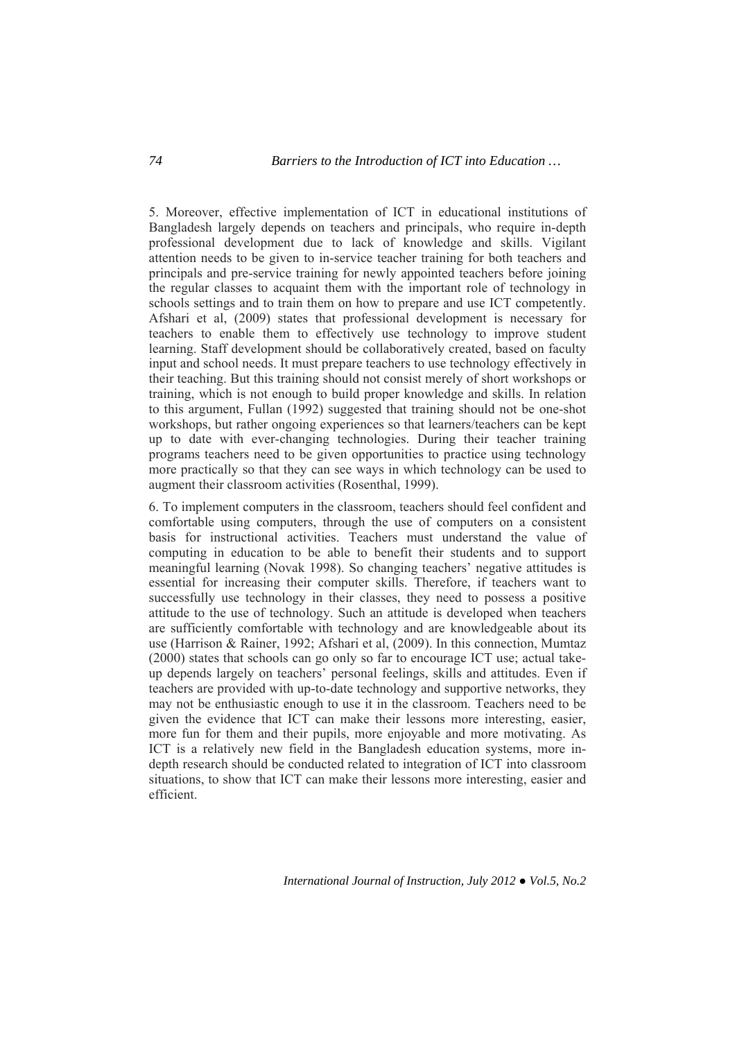5. Moreover, effective implementation of ICT in educational institutions of Bangladesh largely depends on teachers and principals, who require in-depth professional development due to lack of knowledge and skills. Vigilant attention needs to be given to in-service teacher training for both teachers and principals and pre-service training for newly appointed teachers before joining the regular classes to acquaint them with the important role of technology in schools settings and to train them on how to prepare and use ICT competently. Afshari et al, (2009) states that professional development is necessary for teachers to enable them to effectively use technology to improve student learning. Staff development should be collaboratively created, based on faculty input and school needs. It must prepare teachers to use technology effectively in their teaching. But this training should not consist merely of short workshops or training, which is not enough to build proper knowledge and skills. In relation to this argument, Fullan (1992) suggested that training should not be one-shot workshops, but rather ongoing experiences so that learners/teachers can be kept up to date with ever-changing technologies. During their teacher training programs teachers need to be given opportunities to practice using technology more practically so that they can see ways in which technology can be used to augment their classroom activities (Rosenthal, 1999).

6. To implement computers in the classroom, teachers should feel confident and comfortable using computers, through the use of computers on a consistent basis for instructional activities. Teachers must understand the value of computing in education to be able to benefit their students and to support meaningful learning (Novak 1998). So changing teachers' negative attitudes is essential for increasing their computer skills. Therefore, if teachers want to successfully use technology in their classes, they need to possess a positive attitude to the use of technology. Such an attitude is developed when teachers are sufficiently comfortable with technology and are knowledgeable about its use (Harrison & Rainer, 1992; Afshari et al, (2009). In this connection, Mumtaz (2000) states that schools can go only so far to encourage ICT use; actual take-up depends largely on teachers' personal feelings, skills and attitudes. Even if teachers are provided with up-to-date technology and supportive networks, they may not be enthusiastic enough to use it in the classroom. Teachers need to be given the evidence that ICT can make their lessons more interesting, easier, more fun for them and their pupils, more enjoyable and more motivating. As ICT is a relatively new field in the Bangladesh education systems, more in-depth research should be conducted related to integration of ICT into classroom situations, to show that ICT can make their lessons more interesting, easier and efficient.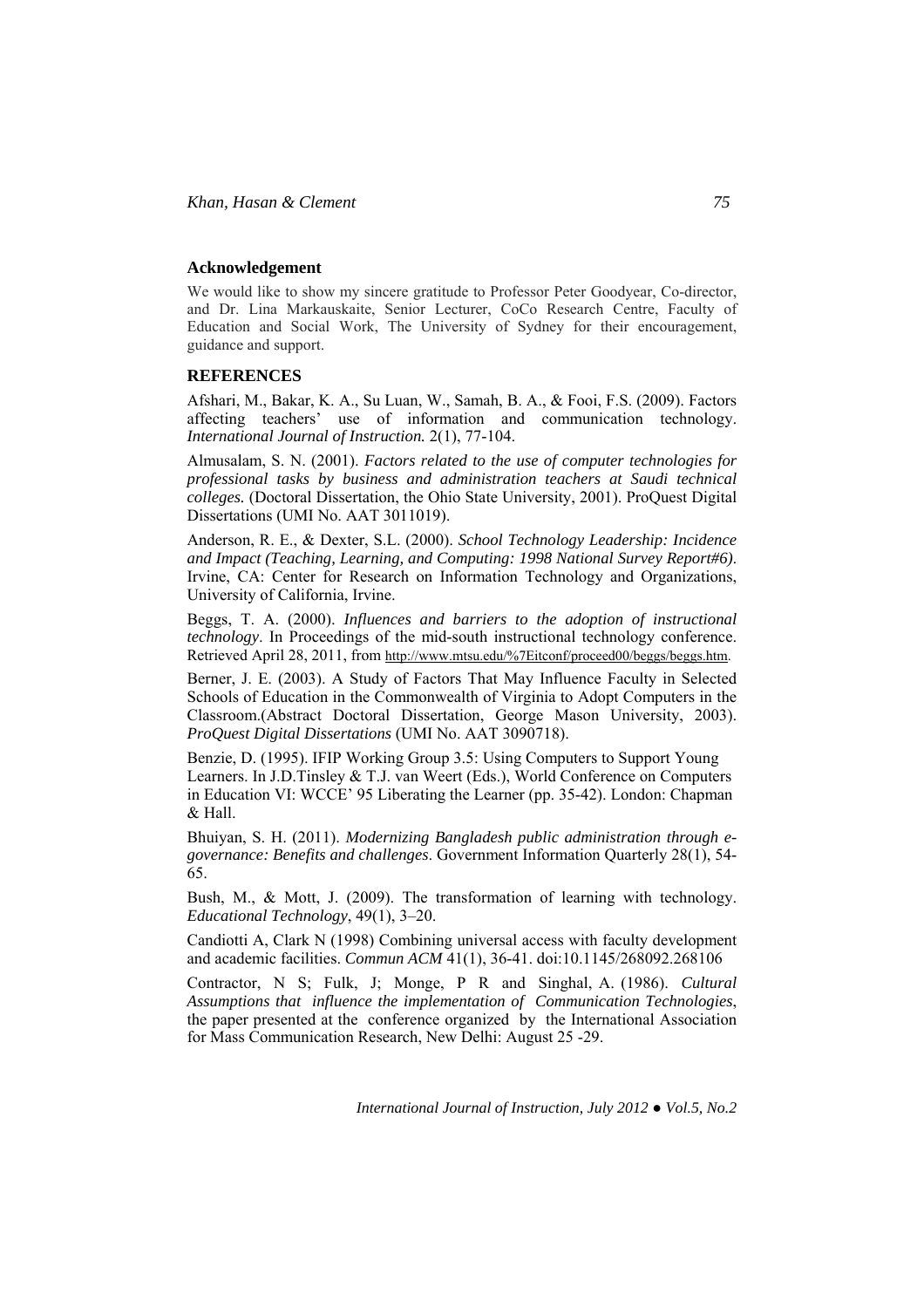## Acknowledgement

We would like to show my sincere gratitude to Professor Peter Goodyear, Co-director, and Dr. Lina Markauskaite, Senior Lecturer, CoCo Research Centre, Faculty of Education and Social Work, The University of Sydney for their encouragement, guidance and support.

## REFERENCES

Afshari, M., Bakar, K. A., Su Luan, W., Samah, B. A., & Fooi, F.S. (2009). Factors affecting teachers' use of information and communication technology. *International Journal of Instruction.* 2(1), 77-104.

Almusalam, S. N. (2001). *Factors related to the use of computer technologies for professional tasks by business and administration teachers at Saudi technical colleges.* (Doctoral Dissertation, the Ohio State University, 2001). ProQuest Digital Dissertations (UMI No. AAT 3011019).

Anderson, R. E., & Dexter, S.L. (2000). *School Technology Leadership: Incidence and Impact (Teaching, Learning, and Computing: 1998 National Survey Report#6).* Irvine, CA: Center for Research on Information Technology and Organizations, University of California, Irvine.

Beggs, T. A. (2000). *Influences and barriers to the adoption of instructional technology*. In Proceedings of the mid-south instructional technology conference. Retrieved April 28, 2011, from http://www.mtsu.edu/%7Eitconf/proceed00/beggs/beggs.htm.

Berner, J. E. (2003). A Study of Factors That May Influence Faculty in Selected Schools of Education in the Commonwealth of Virginia to Adopt Computers in the Classroom.(Abstract Doctoral Dissertation, George Mason University, 2003). *ProQuest Digital Dissertations* (UMI No. AAT 3090718).

Benzie, D. (1995). IFIP Working Group 3.5: Using Computers to Support Young Learners. In J.D.Tinsley & T.J. van Weert (Eds.), World Conference on Computers in Education VI: WCCE' 95 Liberating the Learner (pp. 35-42). London: Chapman & Hall.

Bhuiyan, S. H. (2011). *Modernizing Bangladesh public administration through e-governance: Benefits and challenges*. Government Information Quarterly 28(1), 54-65.

Bush, M., & Mott, J. (2009). The transformation of learning with technology. *Educational Technology*, 49(1), 3–20.

Candiotti A, Clark N (1998) Combining universal access with faculty development and academic facilities. *Commun ACM* 41(1), 36-41. doi:10.1145/268092.268106

Contractor, N S; Fulk, J; Monge, P R and Singhal, A. (1986). *Cultural Assumptions that influence the implementation of Communication Technologies*, the paper presented at the conference organized by the International Association for Mass Communication Research, New Delhi: August 25 -29.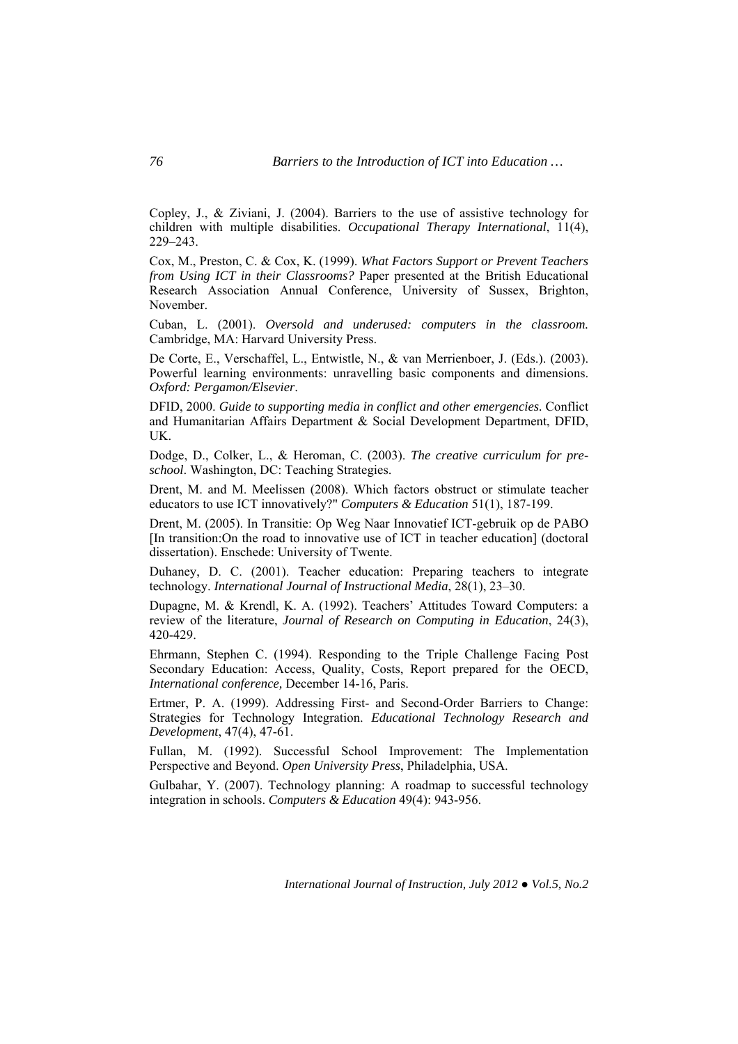Copley, J., & Ziviani, J. (2004). Barriers to the use of assistive technology for children with multiple disabilities. *Occupational Therapy International*, 11(4), 229–243.

Cox, M., Preston, C. & Cox, K. (1999). *What Factors Support or Prevent Teachers from Using ICT in their Classrooms?* Paper presented at the British Educational Research Association Annual Conference, University of Sussex, Brighton, November.

Cuban, L. (2001). *Oversold and underused: computers in the classroom.* Cambridge, MA: Harvard University Press.

De Corte, E., Verschaffel, L., Entwistle, N., & van Merrienboer, J. (Eds.). (2003). Powerful learning environments: unravelling basic components and dimensions. *Oxford: Pergamon/Elsevier*.

DFID, 2000. *Guide to supporting media in conflict and other emergencies.* Conflict and Humanitarian Affairs Department & Social Development Department, DFID, UK.

Dodge, D., Colker, L., & Heroman, C. (2003). *The creative curriculum for pre-school*. Washington, DC: Teaching Strategies.

Drent, M. and M. Meelissen (2008). Which factors obstruct or stimulate teacher educators to use ICT innovatively?" *Computers & Education* 51(1), 187-199.

Drent, M. (2005). In Transitie: Op Weg Naar Innovatief ICT-gebruik op de PABO [In transition:On the road to innovative use of ICT in teacher education] (doctoral dissertation). Enschede: University of Twente.

Duhaney, D. C. (2001). Teacher education: Preparing teachers to integrate technology. *International Journal of Instructional Media*, 28(1), 23–30.

Dupagne, M. & Krendl, K. A. (1992). Teachers' Attitudes Toward Computers: a review of the literature, *Journal of Research on Computing in Education*, 24(3), 420-429.

Ehrmann, Stephen C. (1994). Responding to the Triple Challenge Facing Post Secondary Education: Access, Quality, Costs, Report prepared for the OECD, *International conference,* December 14-16, Paris.

Ertmer, P. A. (1999). Addressing First- and Second-Order Barriers to Change: Strategies for Technology Integration. *Educational Technology Research and Development*, 47(4), 47-61.

Fullan, M. (1992). Successful School Improvement: The Implementation Perspective and Beyond. *Open University Press*, Philadelphia, USA.

Gulbahar, Y. (2007). Technology planning: A roadmap to successful technology integration in schools. *Computers & Education* 49(4): 943-956.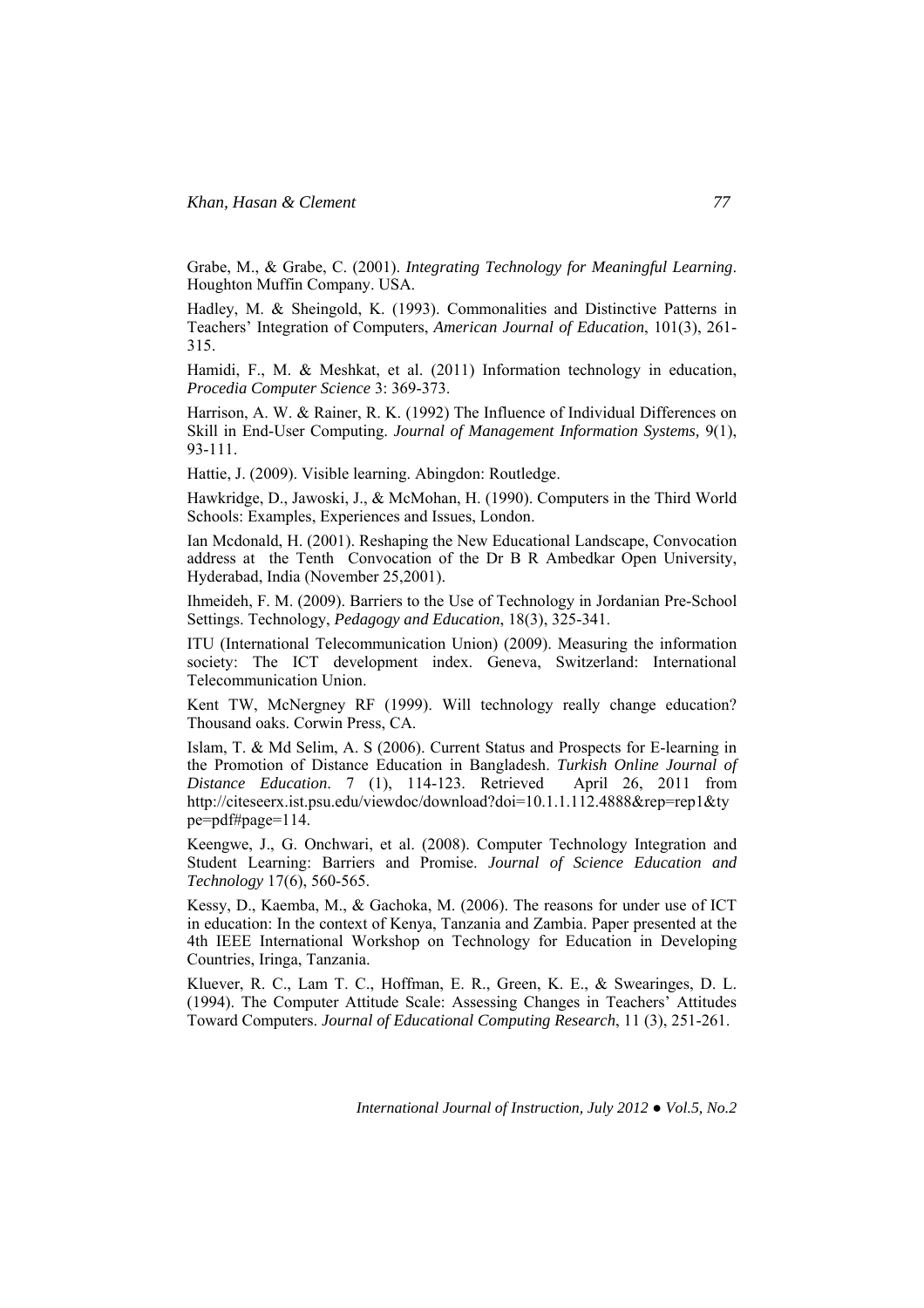Grabe, M., & Grabe, C. (2001). *Integrating Technology for Meaningful Learning*. Houghton Muffin Company. USA.

Hadley, M. & Sheingold, K. (1993). Commonalities and Distinctive Patterns in Teachers' Integration of Computers, *American Journal of Education*, 101(3), 261-315.

Hamidi, F., M. & Meshkat, et al. (2011) Information technology in education, *Procedia Computer Science* 3: 369-373.

Harrison, A. W. & Rainer, R. K. (1992) The Influence of Individual Differences on Skill in End-User Computing. *Journal of Management Information Systems,* 9(1), 93-111.

Hattie, J. (2009). Visible learning. Abingdon: Routledge.

Hawkridge, D., Jawoski, J., & McMohan, H. (1990). Computers in the Third World Schools: Examples, Experiences and Issues, London.

Ian Mcdonald, H. (2001). Reshaping the New Educational Landscape, Convocation address at the Tenth Convocation of the Dr B R Ambedkar Open University, Hyderabad, India (November 25,2001).

Ihmeideh, F. M. (2009). Barriers to the Use of Technology in Jordanian Pre-School Settings. Technology, *Pedagogy and Education*, 18(3), 325-341.

ITU (International Telecommunication Union) (2009). Measuring the information society: The ICT development index. Geneva, Switzerland: International Telecommunication Union.

Kent TW, McNergney RF (1999). Will technology really change education? Thousand oaks. Corwin Press, CA.

Islam, T. & Md Selim, A. S (2006). Current Status and Prospects for E-learning in the Promotion of Distance Education in Bangladesh. *Turkish Online Journal of Distance Education*. 7 (1), 114-123. Retrieved April 26, 2011 from http://citeseerx.ist.psu.edu/viewdoc/download?doi=10.1.1.112.4888&rep=rep1&type=pdf#page=114.

Keengwe, J., G. Onchwari, et al. (2008). Computer Technology Integration and Student Learning: Barriers and Promise. *Journal of Science Education and Technology* 17(6), 560-565.

Kessy, D., Kaemba, M., & Gachoka, M. (2006). The reasons for under use of ICT in education: In the context of Kenya, Tanzania and Zambia. Paper presented at the 4th IEEE International Workshop on Technology for Education in Developing Countries, Iringa, Tanzania.

Kluever, R. C., Lam T. C., Hoffman, E. R., Green, K. E., & Swearinges, D. L. (1994). The Computer Attitude Scale: Assessing Changes in Teachers' Attitudes Toward Computers. *Journal of Educational Computing Research*, 11 (3), 251-261.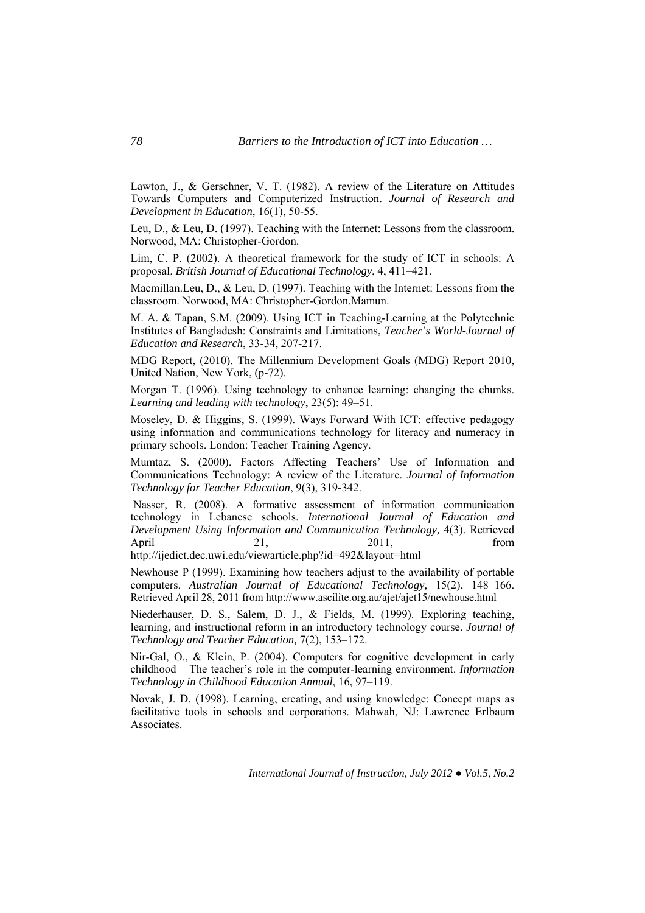Lawton, J., & Gerschner, V. T. (1982). A review of the Literature on Attitudes Towards Computers and Computerized Instruction. *Journal of Research and Development in Education*, 16(1), 50-55.

Leu, D., & Leu, D. (1997). Teaching with the Internet: Lessons from the classroom. Norwood, MA: Christopher-Gordon.

Lim, C. P. (2002). A theoretical framework for the study of ICT in schools: A proposal. *British Journal of Educational Technology*, 4, 411–421.

Macmillan.Leu, D., & Leu, D. (1997). Teaching with the Internet: Lessons from the classroom. Norwood, MA: Christopher-Gordon.Mamun.

M. A. & Tapan, S.M. (2009). Using ICT in Teaching-Learning at the Polytechnic Institutes of Bangladesh: Constraints and Limitations, *Teacher's World-Journal of Education and Research*, 33-34, 207-217.

MDG Report, (2010). The Millennium Development Goals (MDG) Report 2010, United Nation, New York, (p-72).

Morgan T. (1996). Using technology to enhance learning: changing the chunks. *Learning and leading with technology*, 23(5): 49–51.

Moseley, D. & Higgins, S. (1999). Ways Forward With ICT: effective pedagogy using information and communications technology for literacy and numeracy in primary schools. London: Teacher Training Agency.

Mumtaz, S. (2000). Factors Affecting Teachers' Use of Information and Communications Technology: A review of the Literature. *Journal of Information Technology for Teacher Education*, 9(3), 319-342.

Nasser, R. (2008). A formative assessment of information communication technology in Lebanese schools. *International Journal of Education and Development Using Information and Communication Technology,* 4(3). Retrieved April 21, 2011, from http://ijedict.dec.uwi.edu/viewarticle.php?id=492&layout=html

Newhouse P (1999). Examining how teachers adjust to the availability of portable computers. *Australian Journal of Educational Technology,* 15(2), 148–166. Retrieved April 28, 2011 from http://www.ascilite.org.au/ajet/ajet15/newhouse.html

Niederhauser, D. S., Salem, D. J., & Fields, M. (1999). Exploring teaching, learning, and instructional reform in an introductory technology course. *Journal of Technology and Teacher Education,* 7(2), 153–172.

Nir-Gal, O., & Klein, P. (2004). Computers for cognitive development in early childhood – The teacher's role in the computer-learning environment. *Information Technology in Childhood Education Annual*, 16, 97–119.

Novak, J. D. (1998). Learning, creating, and using knowledge: Concept maps as facilitative tools in schools and corporations. Mahwah, NJ: Lawrence Erlbaum Associates.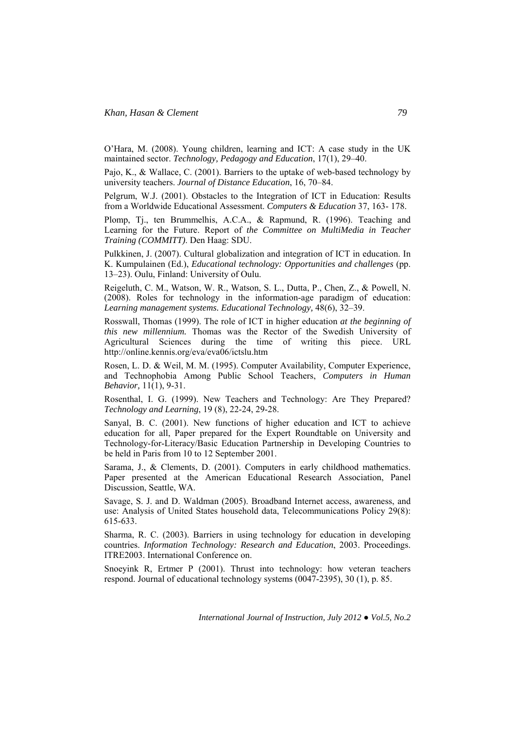O'Hara, M. (2008). Young children, learning and ICT: A case study in the UK maintained sector. *Technology, Pedagogy and Education*, 17(1), 29–40.

Pajo, K., & Wallace, C. (2001). Barriers to the uptake of web-based technology by university teachers. *Journal of Distance Education*, 16, 70–84.

Pelgrum, W.J. (2001). Obstacles to the Integration of ICT in Education: Results from a Worldwide Educational Assessment. *Computers & Education* 37, 163- 178.

Plomp, Tj., ten Brummelhis, A.C.A., & Rapmund, R. (1996). Teaching and Learning for the Future. Report of *the Committee on MultiMedia in Teacher Training (COMMITT)*. Den Haag: SDU.

Pulkkinen, J. (2007). Cultural globalization and integration of ICT in education. In K. Kumpulainen (Ed.), *Educational technology: Opportunities and challenges* (pp. 13–23). Oulu, Finland: University of Oulu.

Reigeluth, C. M., Watson, W. R., Watson, S. L., Dutta, P., Chen, Z., & Powell, N. (2008). Roles for technology in the information-age paradigm of education: *Learning management systems. Educational Technology*, 48(6), 32–39.

Rosswall, Thomas (1999). The role of ICT in higher education *at the beginning of this new millennium.* Thomas was the Rector of the Swedish University of Agricultural Sciences during the time of writing this piece. URL http://online.kennis.org/eva/eva06/ictslu.htm

Rosen, L. D. & Weil, M. M. (1995). Computer Availability, Computer Experience, and Technophobia Among Public School Teachers, *Computers in Human Behavior,* 11(1), 9-31.

Rosenthal, I. G. (1999). New Teachers and Technology: Are They Prepared? *Technology and Learning*, 19 (8), 22-24, 29-28.

Sanyal, B. C. (2001). New functions of higher education and ICT to achieve education for all, Paper prepared for the Expert Roundtable on University and Technology-for-Literacy/Basic Education Partnership in Developing Countries to be held in Paris from 10 to 12 September 2001.

Sarama, J., & Clements, D. (2001). Computers in early childhood mathematics. Paper presented at the American Educational Research Association, Panel Discussion, Seattle, WA.

Savage, S. J. and D. Waldman (2005). Broadband Internet access, awareness, and use: Analysis of United States household data, Telecommunications Policy 29(8): 615-633.

Sharma, R. C. (2003). Barriers in using technology for education in developing countries. *Information Technology: Research and Education*, 2003. Proceedings. ITRE2003. International Conference on.

Snoeyink R, Ertmer P (2001). Thrust into technology: how veteran teachers respond. Journal of educational technology systems (0047-2395), 30 (1), p. 85.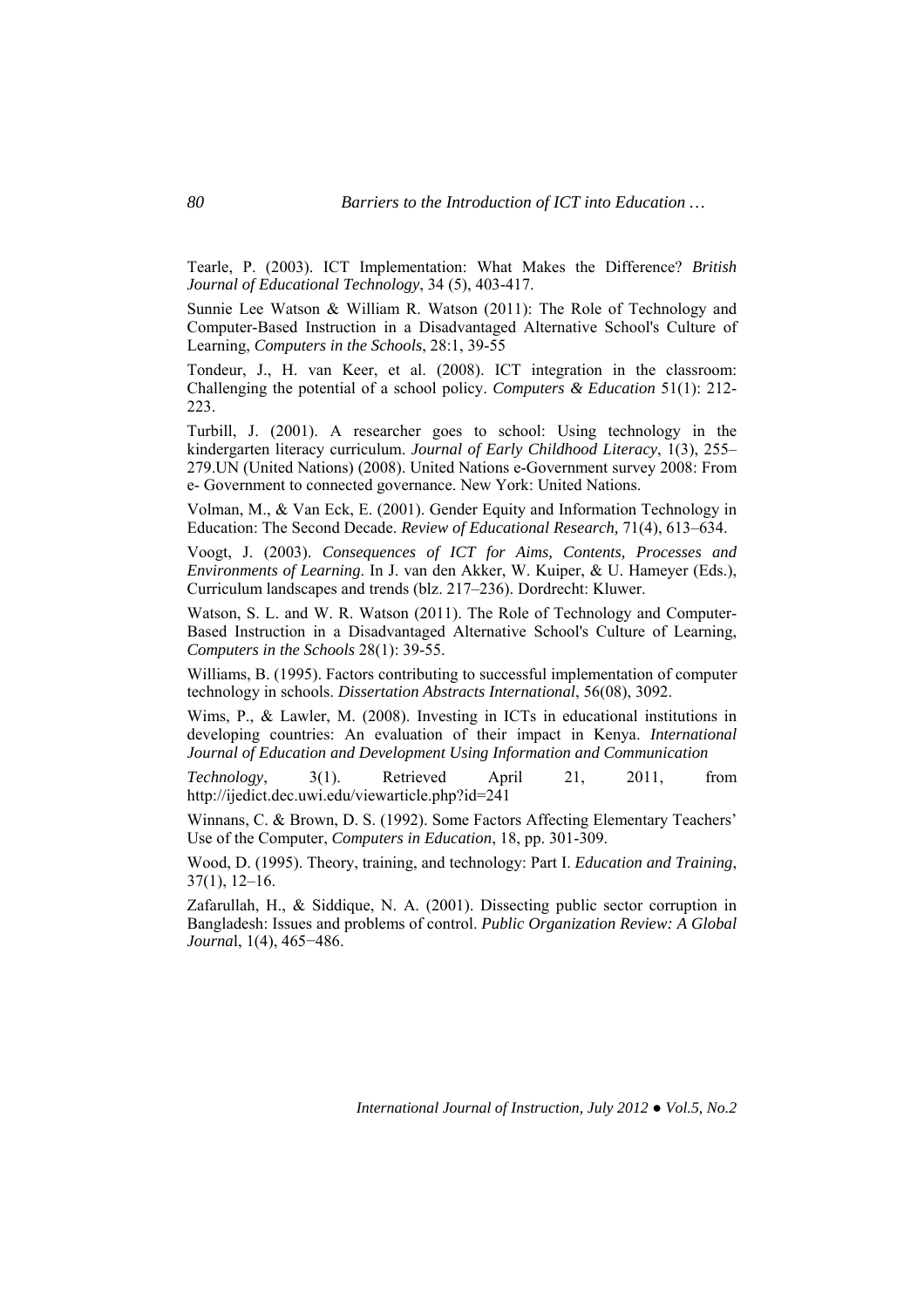Tearle, P. (2003). ICT Implementation: What Makes the Difference? *British Journal of Educational Technology*, 34 (5), 403-417.

Sunnie Lee Watson & William R. Watson (2011): The Role of Technology and Computer-Based Instruction in a Disadvantaged Alternative School's Culture of Learning, *Computers in the Schools*, 28:1, 39-55

Tondeur, J., H. van Keer, et al. (2008). ICT integration in the classroom: Challenging the potential of a school policy. *Computers & Education* 51(1): 212-223.

Turbill, J. (2001). A researcher goes to school: Using technology in the kindergarten literacy curriculum. *Journal of Early Childhood Literacy*, 1(3), 255–279.UN (United Nations) (2008). United Nations e-Government survey 2008: From e- Government to connected governance. New York: United Nations.

Volman, M., & Van Eck, E. (2001). Gender Equity and Information Technology in Education: The Second Decade. *Review of Educational Research,* 71(4), 613–634.

Voogt, J. (2003). *Consequences of ICT for Aims, Contents, Processes and Environments of Learning*. In J. van den Akker, W. Kuiper, & U. Hameyer (Eds.), Curriculum landscapes and trends (blz. 217–236). Dordrecht: Kluwer.

Watson, S. L. and W. R. Watson (2011). The Role of Technology and Computer-Based Instruction in a Disadvantaged Alternative School's Culture of Learning, *Computers in the Schools* 28(1): 39-55.

Williams, B. (1995). Factors contributing to successful implementation of computer technology in schools. *Dissertation Abstracts International*, 56(08), 3092.

Wims, P., & Lawler, M. (2008). Investing in ICTs in educational institutions in developing countries: An evaluation of their impact in Kenya. *International Journal of Education and Development Using Information and Communication Technology*, 3(1). Retrieved April 21, 2011, from http://ijedict.dec.uwi.edu/viewarticle.php?id=241

Winnans, C. & Brown, D. S. (1992). Some Factors Affecting Elementary Teachers' Use of the Computer, *Computers in Education*, 18, pp. 301-309.

Wood, D. (1995). Theory, training, and technology: Part I. *Education and Training*, 37(1), 12–16.

Zafarullah, H., & Siddique, N. A. (2001). Dissecting public sector corruption in Bangladesh: Issues and problems of control. *Public Organization Review: A Global Journa*l, 1(4), 465−486.